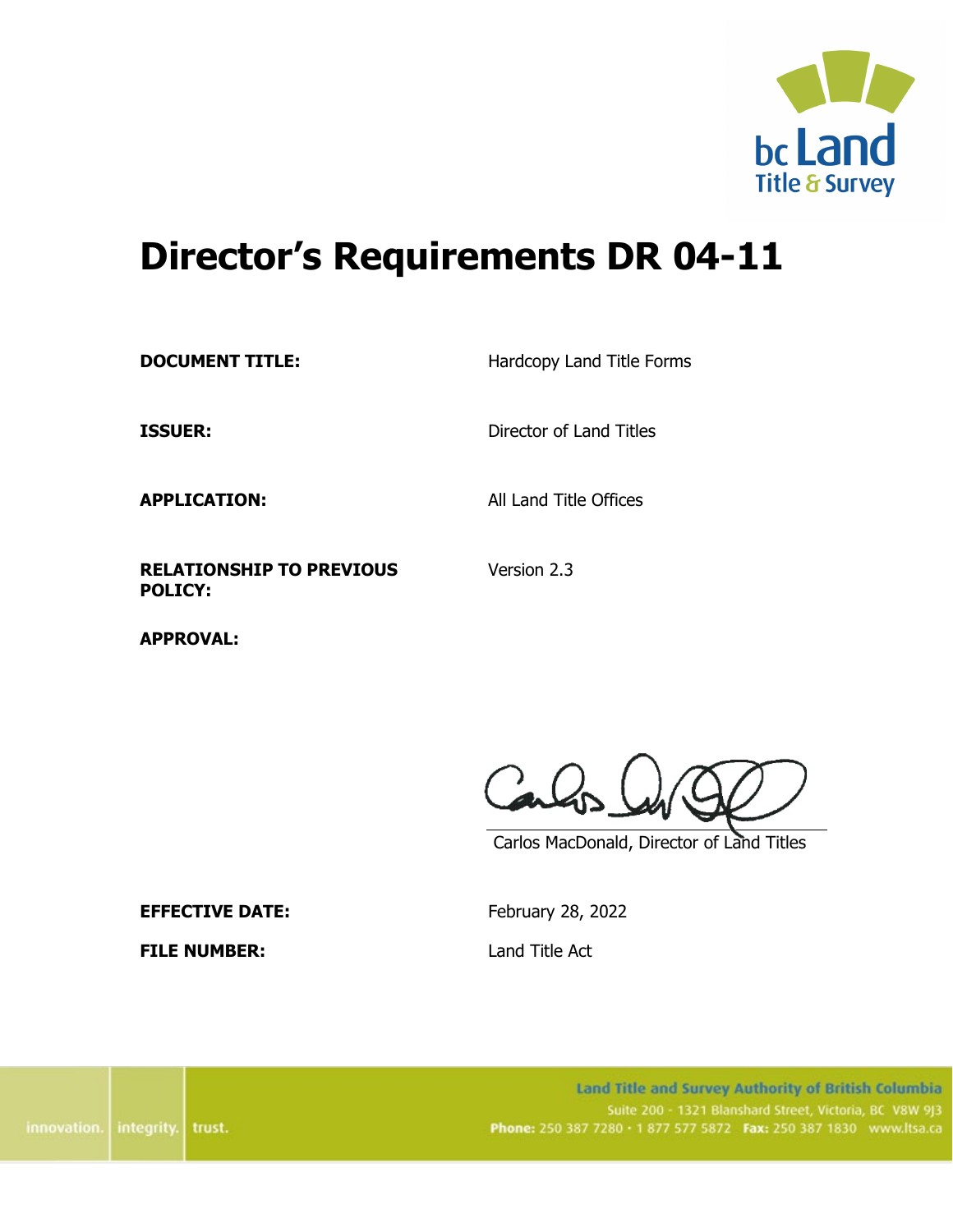# Director's Requirements DR 04-11

| | |
|---|---|
| **DOCUMENT TITLE:** | Hardcopy Land Title Forms |
| **ISSUER:** | Director of Land Titles |
| **APPLICATION:** | All Land Title Offices |
| **RELATIONSHIP TO PREVIOUS POLICY:** | Version 2.3 |
| **APPROVAL:** | |

Carlos MacDonald, Director of Land Titles

| | |
|---|---|
| **EFFECTIVE DATE:** | February 28, 2022 |
| **FILE NUMBER:** | Land Title Act |

Land Title and Survey Authority of British Columbia
Suite 200 - 1321 Blanshard Street, Victoria, BC V8W 9J3
Phone: 250 387 7280 · 1 877 577 5872 Fax: 250 387 1830 www.ltsa.ca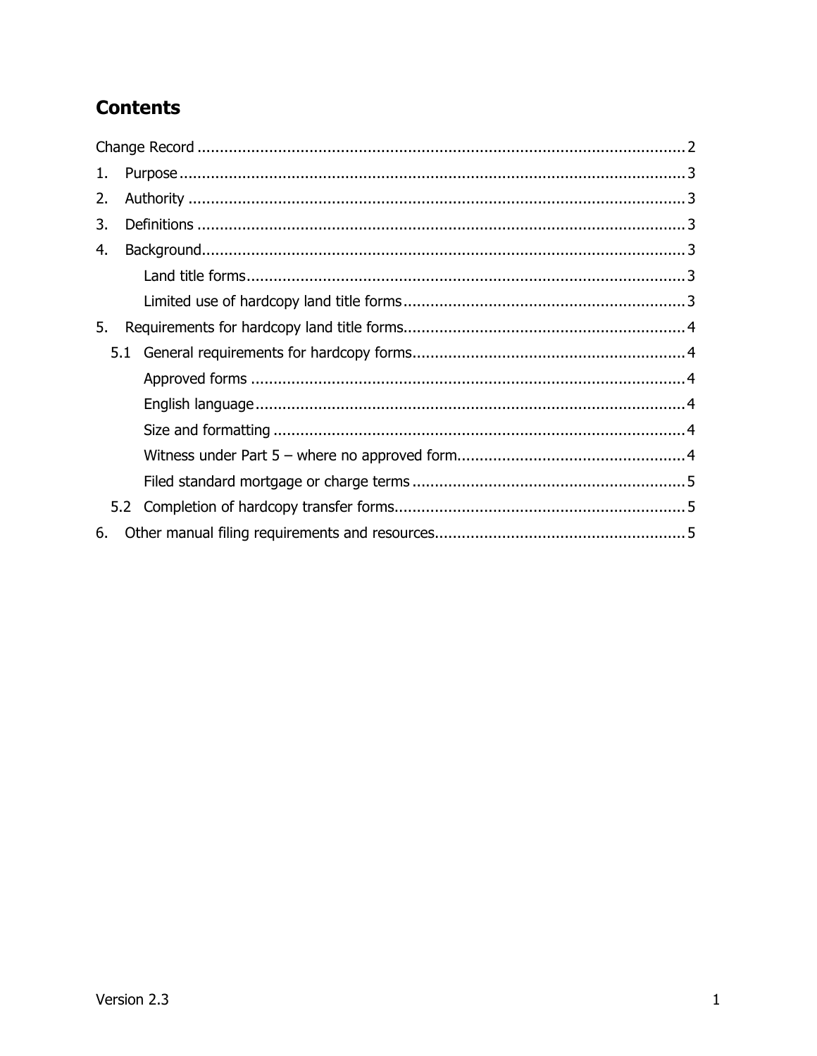# Contents

Change Record .......................................................................................................... 2

1. Purpose ................................................................................................................ 3
2. Authority .............................................................................................................. 3
3. Definitions ............................................................................................................ 3
4. Background ........................................................................................................... 3
    - Land title forms ................................................................................................. 3
    - Limited use of hardcopy land title forms .............................................................. 3
5. Requirements for hardcopy land title forms .............................................................. 4
    - 5.1 General requirements for hardcopy forms ............................................................ 4
        - Approved forms ................................................................................................ 4
        - English language ............................................................................................... 4
        - Size and formatting ........................................................................................... 4
        - Witness under Part 5 – where no approved form .................................................. 4
        - Filed standard mortgage or charge terms ............................................................. 5
    - 5.2 Completion of hardcopy transfer forms ................................................................ 5
6. Other manual filing requirements and resources ....................................................... 5

Version 2.3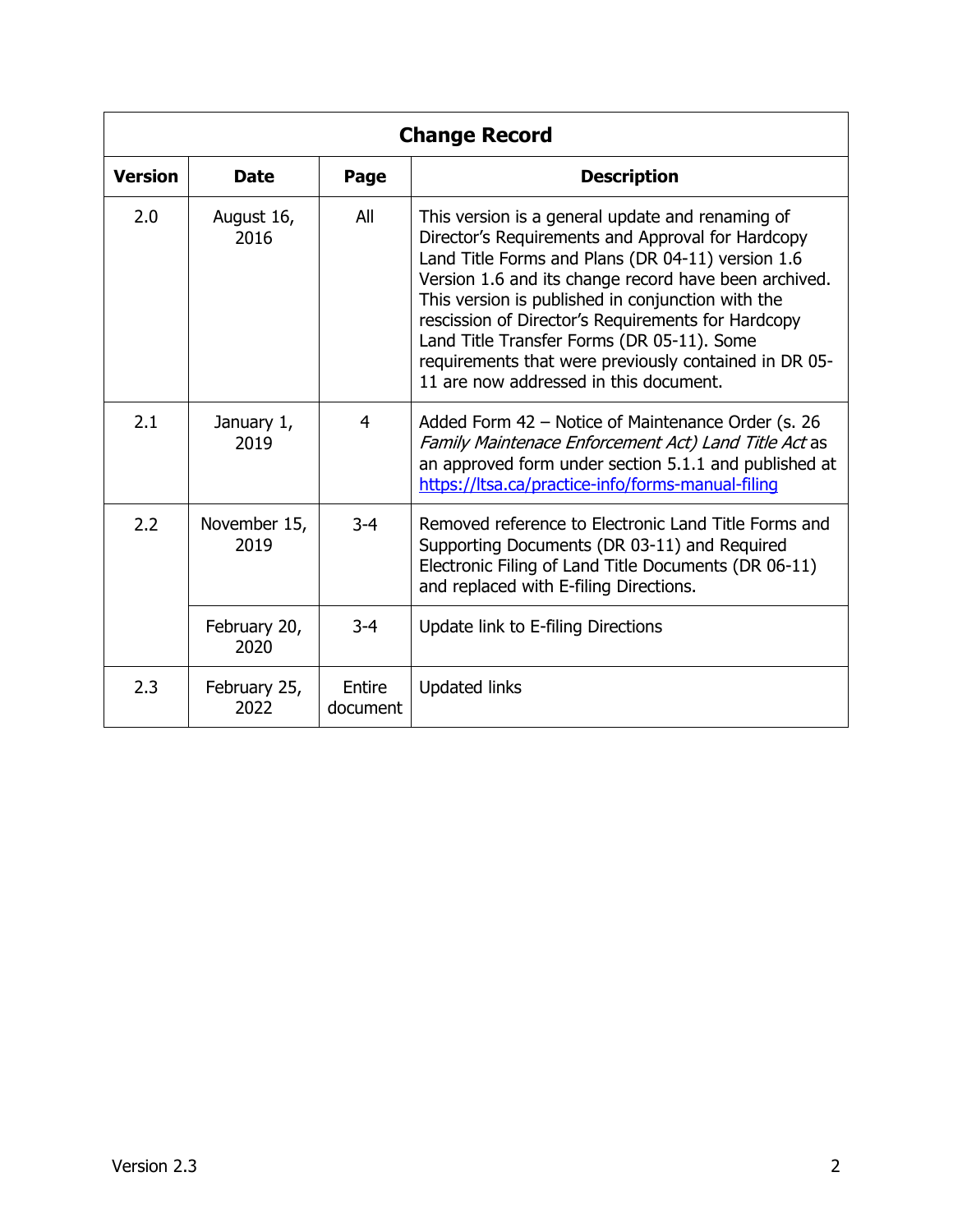| Change Record | | | |
|---|---|---|---|
| **Version** | **Date** | **Page** | **Description** |
| 2.0 | August 16, 2016 | All | This version is a general update and renaming of Director's Requirements and Approval for Hardcopy Land Title Forms and Plans (DR 04-11) version 1.6 Version 1.6 and its change record have been archived. This version is published in conjunction with the rescission of Director's Requirements for Hardcopy Land Title Transfer Forms (DR 05-11). Some requirements that were previously contained in DR 05-11 are now addressed in this document. |
| 2.1 | January 1, 2019 | 4 | Added Form 42 – Notice of Maintenance Order (s. 26 *Family Maintenace Enforcement Act) Land Title Act* as an approved form under section 5.1.1 and published at https://ltsa.ca/practice-info/forms-manual-filing |
| 2.2 | November 15, 2019 | 3-4 | Removed reference to Electronic Land Title Forms and Supporting Documents (DR 03-11) and Required Electronic Filing of Land Title Documents (DR 06-11) and replaced with E-filing Directions. |
| | February 20, 2020 | 3-4 | Update link to E-filing Directions |
| 2.3 | February 25, 2022 | Entire document | Updated links |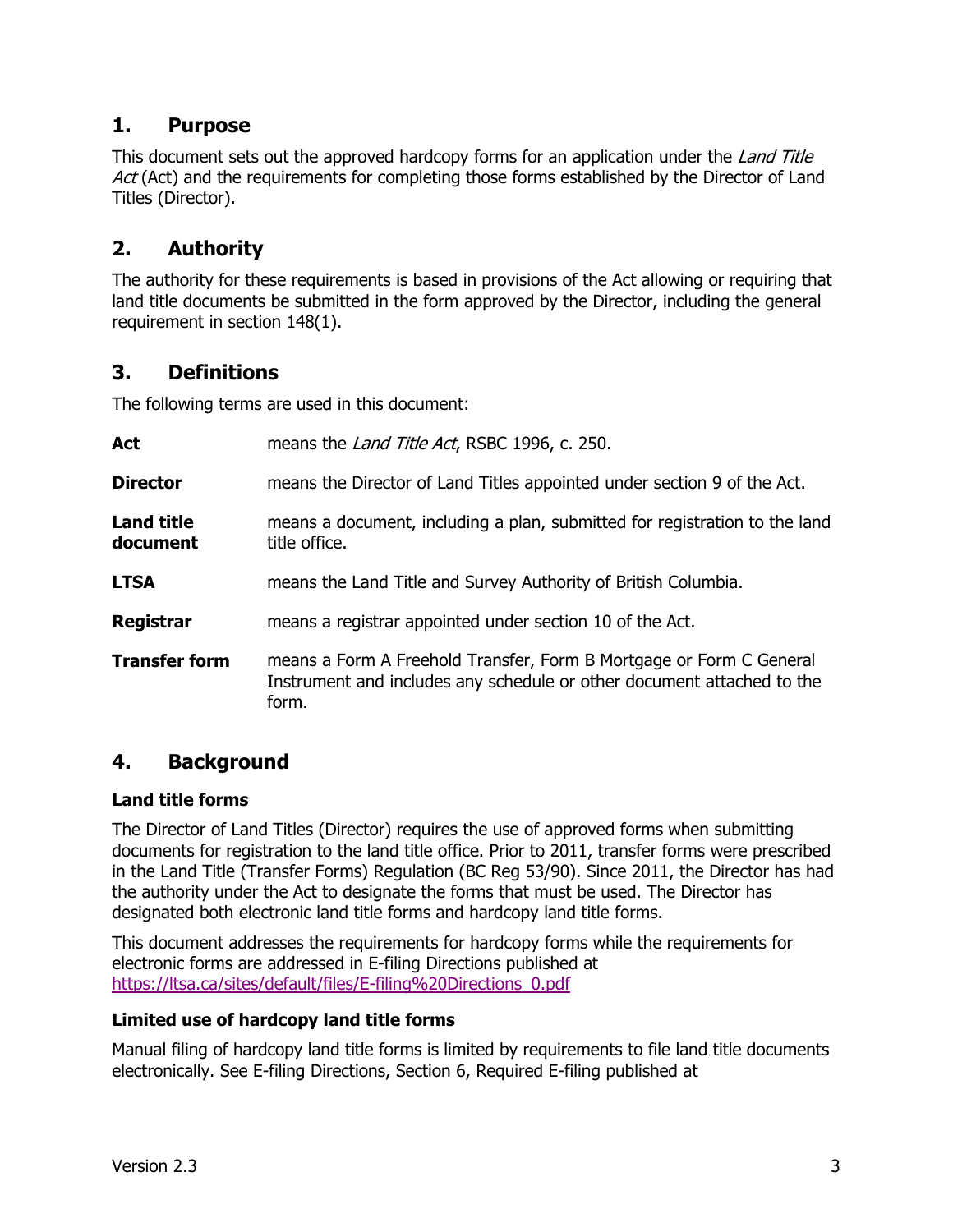## 1. Purpose

This document sets out the approved hardcopy forms for an application under the *Land Title Act* (Act) and the requirements for completing those forms established by the Director of Land Titles (Director).

## 2. Authority

The authority for these requirements is based in provisions of the Act allowing or requiring that land title documents be submitted in the form approved by the Director, including the general requirement in section 148(1).

## 3. Definitions

The following terms are used in this document:

| | |
|---|---|
| **Act** | means the *Land Title Act*, RSBC 1996, c. 250. |
| **Director** | means the Director of Land Titles appointed under section 9 of the Act. |
| **Land title document** | means a document, including a plan, submitted for registration to the land title office. |
| **LTSA** | means the Land Title and Survey Authority of British Columbia. |
| **Registrar** | means a registrar appointed under section 10 of the Act. |
| **Transfer form** | means a Form A Freehold Transfer, Form B Mortgage or Form C General Instrument and includes any schedule or other document attached to the form. |

## 4. Background

### Land title forms

The Director of Land Titles (Director) requires the use of approved forms when submitting documents for registration to the land title office. Prior to 2011, transfer forms were prescribed in the Land Title (Transfer Forms) Regulation (BC Reg 53/90). Since 2011, the Director has had the authority under the Act to designate the forms that must be used. The Director has designated both electronic land title forms and hardcopy land title forms.

This document addresses the requirements for hardcopy forms while the requirements for electronic forms are addressed in E-filing Directions published at https://ltsa.ca/sites/default/files/E-filing%20Directions_0.pdf

### Limited use of hardcopy land title forms

Manual filing of hardcopy land title forms is limited by requirements to file land title documents electronically. See E-filing Directions, Section 6, Required E-filing published at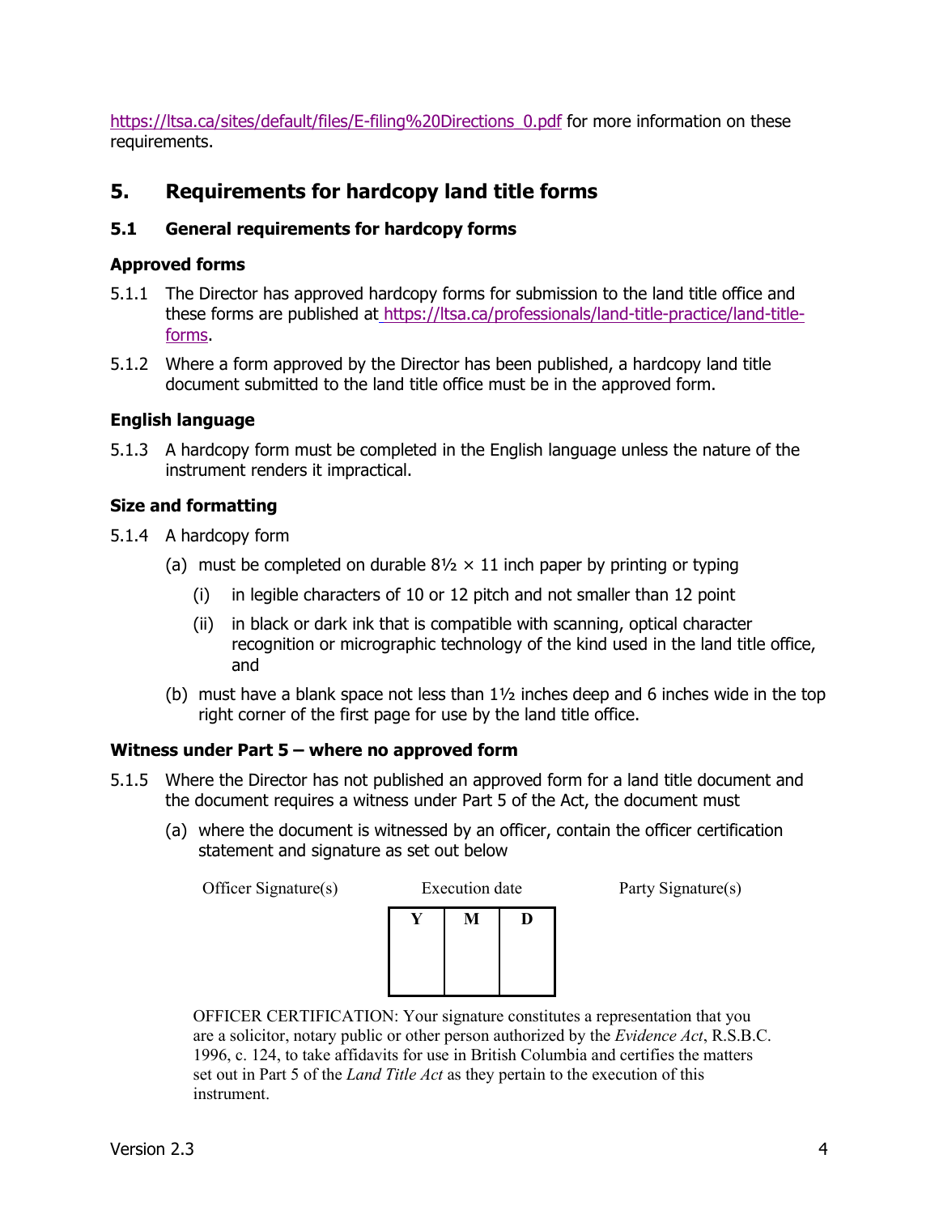https://ltsa.ca/sites/default/files/E-filing%20Directions_0.pdf for more information on these requirements.

## 5. Requirements for hardcopy land title forms

### 5.1 General requirements for hardcopy forms

#### Approved forms

5.1.1 The Director has approved hardcopy forms for submission to the land title office and these forms are published at https://ltsa.ca/professionals/land-title-practice/land-title-forms.

5.1.2 Where a form approved by the Director has been published, a hardcopy land title document submitted to the land title office must be in the approved form.

#### English language

5.1.3 A hardcopy form must be completed in the English language unless the nature of the instrument renders it impractical.

#### Size and formatting

5.1.4 A hardcopy form

(a) must be completed on durable 8½ × 11 inch paper by printing or typing

(i) in legible characters of 10 or 12 pitch and not smaller than 12 point

(ii) in black or dark ink that is compatible with scanning, optical character recognition or micrographic technology of the kind used in the land title office, and

(b) must have a blank space not less than 1½ inches deep and 6 inches wide in the top right corner of the first page for use by the land title office.

#### Witness under Part 5 – where no approved form

5.1.5 Where the Director has not published an approved form for a land title document and the document requires a witness under Part 5 of the Act, the document must

(a) where the document is witnessed by an officer, contain the officer certification statement and signature as set out below

| Officer Signature(s) | Execution date | | | Party Signature(s) |
|---|---|---|---|---|
| | Y | M | D | |
| | | | | |

OFFICER CERTIFICATION: Your signature constitutes a representation that you are a solicitor, notary public or other person authorized by the *Evidence Act*, R.S.B.C. 1996, c. 124, to take affidavits for use in British Columbia and certifies the matters set out in Part 5 of the *Land Title Act* as they pertain to the execution of this instrument.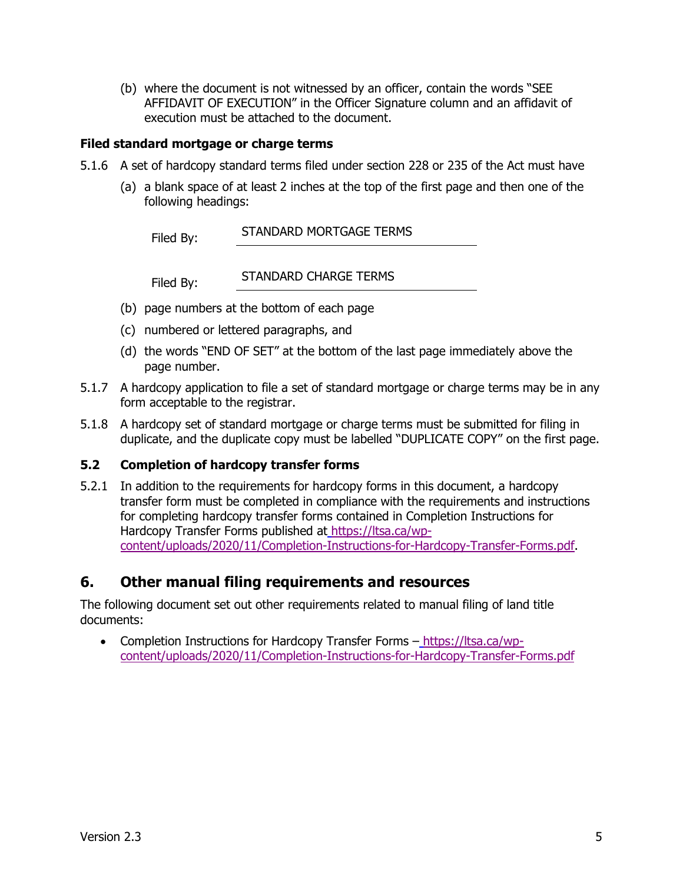(b) where the document is not witnessed by an officer, contain the words "SEE AFFIDAVIT OF EXECUTION" in the Officer Signature column and an affidavit of execution must be attached to the document.

**Filed standard mortgage or charge terms**

5.1.6 A set of hardcopy standard terms filed under section 228 or 235 of the Act must have

(a) a blank space of at least 2 inches at the top of the first page and then one of the following headings:

Filed By: STANDARD MORTGAGE TERMS

Filed By: STANDARD CHARGE TERMS

(b) page numbers at the bottom of each page

(c) numbered or lettered paragraphs, and

(d) the words "END OF SET" at the bottom of the last page immediately above the page number.

5.1.7 A hardcopy application to file a set of standard mortgage or charge terms may be in any form acceptable to the registrar.

5.1.8 A hardcopy set of standard mortgage or charge terms must be submitted for filing in duplicate, and the duplicate copy must be labelled "DUPLICATE COPY" on the first page.

### 5.2 Completion of hardcopy transfer forms

5.2.1 In addition to the requirements for hardcopy forms in this document, a hardcopy transfer form must be completed in compliance with the requirements and instructions for completing hardcopy transfer forms contained in Completion Instructions for Hardcopy Transfer Forms published at https://ltsa.ca/wp-content/uploads/2020/11/Completion-Instructions-for-Hardcopy-Transfer-Forms.pdf.

## 6. Other manual filing requirements and resources

The following document set out other requirements related to manual filing of land title documents:

- Completion Instructions for Hardcopy Transfer Forms – https://ltsa.ca/wp-content/uploads/2020/11/Completion-Instructions-for-Hardcopy-Transfer-Forms.pdf